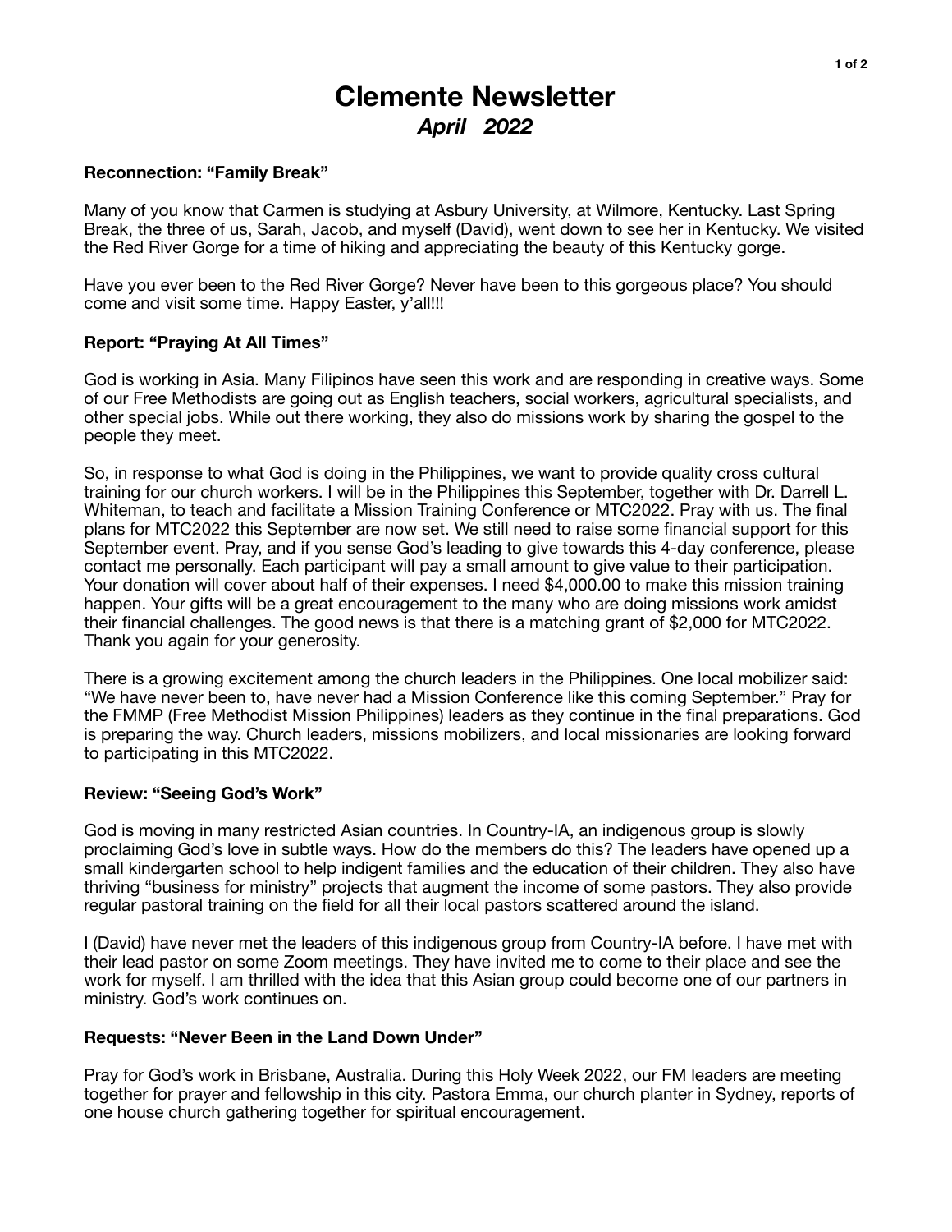# Clemente Newsletter

## *April 2022*

**Reconnection: "Family Break"**

Many of you know that Carmen is studying at Asbury University, at Wilmore, Kentucky. Last Spring Break, the three of us, Sarah, Jacob, and myself (David), went down to see her in Kentucky. We visited the Red River Gorge for a time of hiking and appreciating the beauty of this Kentucky gorge.

Have you ever been to the Red River Gorge? Never have been to this gorgeous place? You should come and visit some time. Happy Easter, y'all!!!

**Report: "Praying At All Times"**

God is working in Asia. Many Filipinos have seen this work and are responding in creative ways. Some of our Free Methodists are going out as English teachers, social workers, agricultural specialists, and other special jobs. While out there working, they also do missions work by sharing the gospel to the people they meet.

So, in response to what God is doing in the Philippines, we want to provide quality cross cultural training for our church workers. I will be in the Philippines this September, together with Dr. Darrell L. Whiteman, to teach and facilitate a Mission Training Conference or MTC2022. Pray with us. The final plans for MTC2022 this September are now set. We still need to raise some financial support for this September event. Pray, and if you sense God's leading to give towards this 4-day conference, please contact me personally. Each participant will pay a small amount to give value to their participation. Your donation will cover about half of their expenses. I need $4,000.00 to make this mission training happen. Your gifts will be a great encouragement to the many who are doing missions work amidst their financial challenges. The good news is that there is a matching grant of $2,000 for MTC2022. Thank you again for your generosity.

There is a growing excitement among the church leaders in the Philippines. One local mobilizer said: "We have never been to, have never had a Mission Conference like this coming September." Pray for the FMMP (Free Methodist Mission Philippines) leaders as they continue in the final preparations. God is preparing the way. Church leaders, missions mobilizers, and local missionaries are looking forward to participating in this MTC2022.

**Review: "Seeing God's Work"**

God is moving in many restricted Asian countries. In Country-IA, an indigenous group is slowly proclaiming God's love in subtle ways. How do the members do this? The leaders have opened up a small kindergarten school to help indigent families and the education of their children. They also have thriving "business for ministry" projects that augment the income of some pastors. They also provide regular pastoral training on the field for all their local pastors scattered around the island.

I (David) have never met the leaders of this indigenous group from Country-IA before. I have met with their lead pastor on some Zoom meetings. They have invited me to come to their place and see the work for myself. I am thrilled with the idea that this Asian group could become one of our partners in ministry. God's work continues on.

**Requests: "Never Been in the Land Down Under"**

Pray for God's work in Brisbane, Australia. During this Holy Week 2022, our FM leaders are meeting together for prayer and fellowship in this city. Pastora Emma, our church planter in Sydney, reports of one house church gathering together for spiritual encouragement.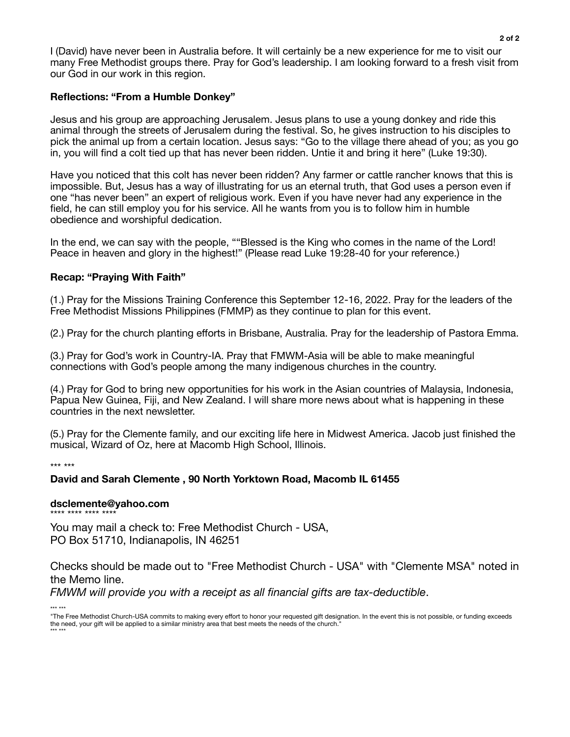I (David) have never been in Australia before. It will certainly be a new experience for me to visit our many Free Methodist groups there. Pray for God's leadership. I am looking forward to a fresh visit from our God in our work in this region.

**Reflections: "From a Humble Donkey"**

Jesus and his group are approaching Jerusalem. Jesus plans to use a young donkey and ride this animal through the streets of Jerusalem during the festival. So, he gives instruction to his disciples to pick the animal up from a certain location. Jesus says: "Go to the village there ahead of you; as you go in, you will find a colt tied up that has never been ridden. Untie it and bring it here" (Luke 19:30).

Have you noticed that this colt has never been ridden? Any farmer or cattle rancher knows that this is impossible. But, Jesus has a way of illustrating for us an eternal truth, that God uses a person even if one "has never been" an expert of religious work. Even if you have never had any experience in the field, he can still employ you for his service. All he wants from you is to follow him in humble obedience and worshipful dedication.

In the end, we can say with the people, ""Blessed is the King who comes in the name of the Lord! Peace in heaven and glory in the highest!" (Please read Luke 19:28-40 for your reference.)

**Recap: "Praying With Faith"**

(1.) Pray for the Missions Training Conference this September 12-16, 2022. Pray for the leaders of the Free Methodist Missions Philippines (FMMP) as they continue to plan for this event.

(2.) Pray for the church planting efforts in Brisbane, Australia. Pray for the leadership of Pastora Emma.

(3.) Pray for God's work in Country-IA. Pray that FMWM-Asia will be able to make meaningful connections with God's people among the many indigenous churches in the country.

(4.) Pray for God to bring new opportunities for his work in the Asian countries of Malaysia, Indonesia, Papua New Guinea, Fiji, and New Zealand. I will share more news about what is happening in these countries in the next newsletter.

(5.) Pray for the Clemente family, and our exciting life here in Midwest America. Jacob just finished the musical, Wizard of Oz, here at Macomb High School, Illinois.

*** ***

**David and Sarah Clemente , 90 North Yorktown Road, Macomb IL 61455**

**dsclemente@yahoo.com**

**** **** **** ****

You may mail a check to: Free Methodist Church - USA,
PO Box 51710, Indianapolis, IN 46251

Checks should be made out to "Free Methodist Church - USA" with "Clemente MSA" noted in the Memo line.

*FMWM will provide you with a receipt as all financial gifts are tax-deductible*.

*** ***

"The Free Methodist Church-USA commits to making every effort to honor your requested gift designation. In the event this is not possible, or funding exceeds the need, your gift will be applied to a similar ministry area that best meets the needs of the church."

*** ***